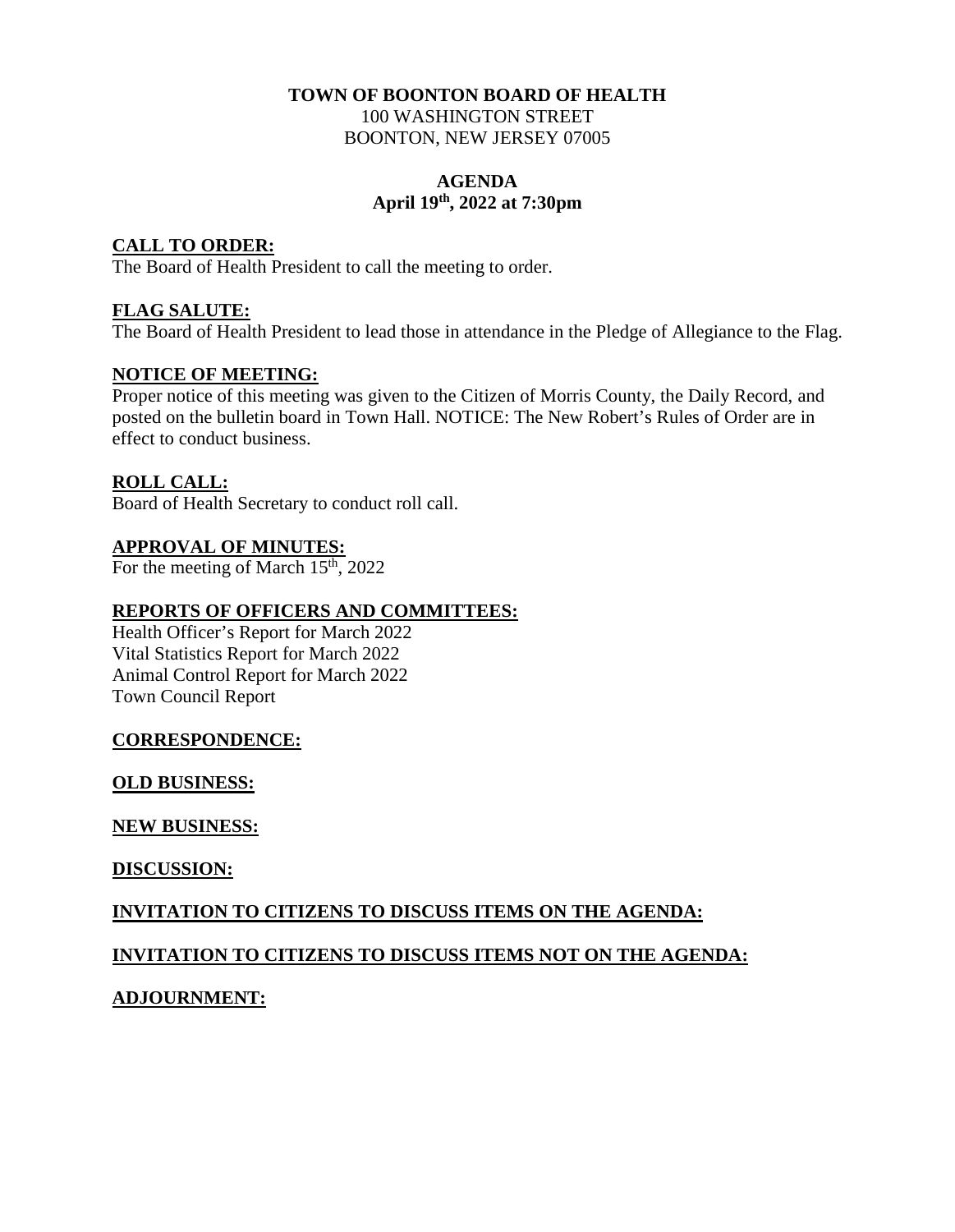**TOWN OF BOONTON BOARD OF HEALTH**
100 WASHINGTON STREET
BOONTON, NEW JERSEY 07005

**AGENDA**
**April 19th, 2022 at 7:30pm**

**CALL TO ORDER:**
The Board of Health President to call the meeting to order.

**FLAG SALUTE:**
The Board of Health President to lead those in attendance in the Pledge of Allegiance to the Flag.

**NOTICE OF MEETING:**
Proper notice of this meeting was given to the Citizen of Morris County, the Daily Record, and posted on the bulletin board in Town Hall. NOTICE: The New Robert's Rules of Order are in effect to conduct business.

**ROLL CALL:**
Board of Health Secretary to conduct roll call.

**APPROVAL OF MINUTES:**
For the meeting of March 15th, 2022

**REPORTS OF OFFICERS AND COMMITTEES:**
Health Officer's Report for March 2022
Vital Statistics Report for March 2022
Animal Control Report for March 2022
Town Council Report

**CORRESPONDENCE:**

**OLD BUSINESS:**

**NEW BUSINESS:**

**DISCUSSION:**

**INVITATION TO CITIZENS TO DISCUSS ITEMS ON THE AGENDA:**

**INVITATION TO CITIZENS TO DISCUSS ITEMS NOT ON THE AGENDA:**

**ADJOURNMENT:**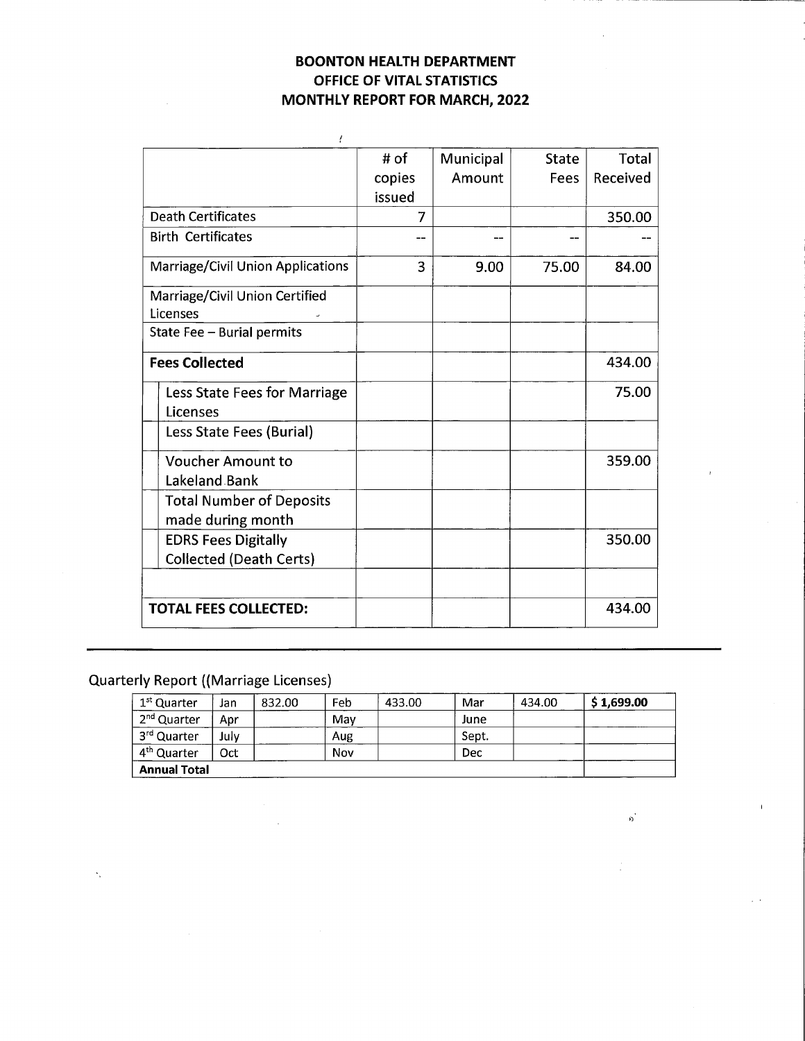# BOONTON HEALTH DEPARTMENT
# OFFICE OF VITAL STATISTICS
# MONTHLY REPORT FOR MARCH, 2022

| | # of copies issued | Municipal Amount | State Fees | Total Received |
|---|---|---|---|---|
| Death Certificates | 7 | | | 350.00 |
| Birth Certificates | -- | -- | -- | -- |
| Marriage/Civil Union Applications | 3 | 9.00 | 75.00 | 84.00 |
| Marriage/Civil Union Certified Licenses | | | | |
| State Fee – Burial permits | | | | |
| **Fees Collected** | | | | 434.00 |
| Less State Fees for Marriage Licenses | | | | 75.00 |
| Less State Fees (Burial) | | | | |
| Voucher Amount to Lakeland Bank | | | | 359.00 |
| Total Number of Deposits made during month | | | | |
| EDRS Fees Digitally Collected (Death Certs) | | | | 350.00 |
| | | | | |
| **TOTAL FEES COLLECTED:** | | | | 434.00 |

Quarterly Report ((Marriage Licenses)

| | | | | | | | |
|---|---|---|---|---|---|---|---|
| 1st Quarter | Jan | 832.00 | Feb | 433.00 | Mar | 434.00 | **$ 1,699.00** |
| 2nd Quarter | Apr | | May | | June | | |
| 3rd Quarter | July | | Aug | | Sept. | | |
| 4th Quarter | Oct | | Nov | | Dec | | |
| **Annual Total** | | | | | | | |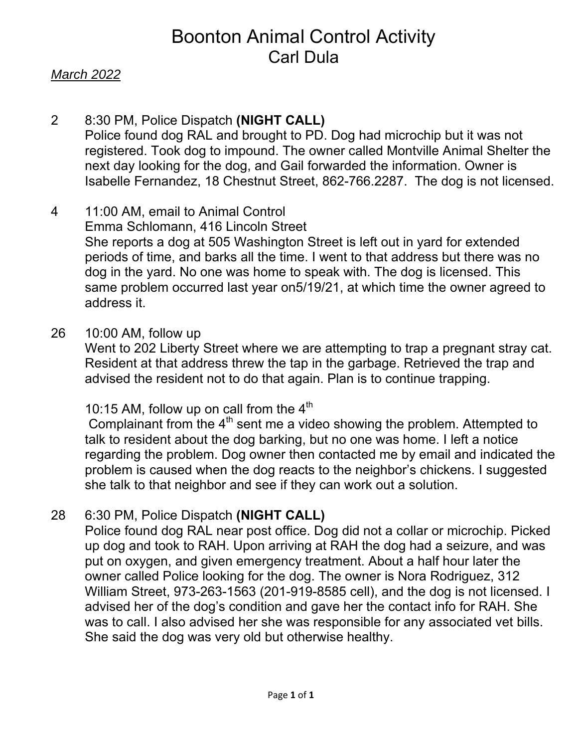# Boonton Animal Control Activity
## Carl Dula

*March 2022*

2 8:30 PM, Police Dispatch **(NIGHT CALL)**
Police found dog RAL and brought to PD. Dog had microchip but it was not registered. Took dog to impound. The owner called Montville Animal Shelter the next day looking for the dog, and Gail forwarded the information. Owner is Isabelle Fernandez, 18 Chestnut Street, 862-766.2287. The dog is not licensed.

4 11:00 AM, email to Animal Control
Emma Schlomann, 416 Lincoln Street
She reports a dog at 505 Washington Street is left out in yard for extended periods of time, and barks all the time. I went to that address but there was no dog in the yard. No one was home to speak with. The dog is licensed. This same problem occurred last year on5/19/21, at which time the owner agreed to address it.

26 10:00 AM, follow up
Went to 202 Liberty Street where we are attempting to trap a pregnant stray cat. Resident at that address threw the tap in the garbage. Retrieved the trap and advised the resident not to do that again. Plan is to continue trapping.

10:15 AM, follow up on call from the 4th
Complainant from the 4th sent me a video showing the problem. Attempted to talk to resident about the dog barking, but no one was home. I left a notice regarding the problem. Dog owner then contacted me by email and indicated the problem is caused when the dog reacts to the neighbor's chickens. I suggested she talk to that neighbor and see if they can work out a solution.

28 6:30 PM, Police Dispatch **(NIGHT CALL)**
Police found dog RAL near post office. Dog did not a collar or microchip. Picked up dog and took to RAH. Upon arriving at RAH the dog had a seizure, and was put on oxygen, and given emergency treatment. About a half hour later the owner called Police looking for the dog. The owner is Nora Rodriguez, 312 William Street, 973-263-1563 (201-919-8585 cell), and the dog is not licensed. I advised her of the dog's condition and gave her the contact info for RAH. She was to call. I also advised her she was responsible for any associated vet bills. She said the dog was very old but otherwise healthy.